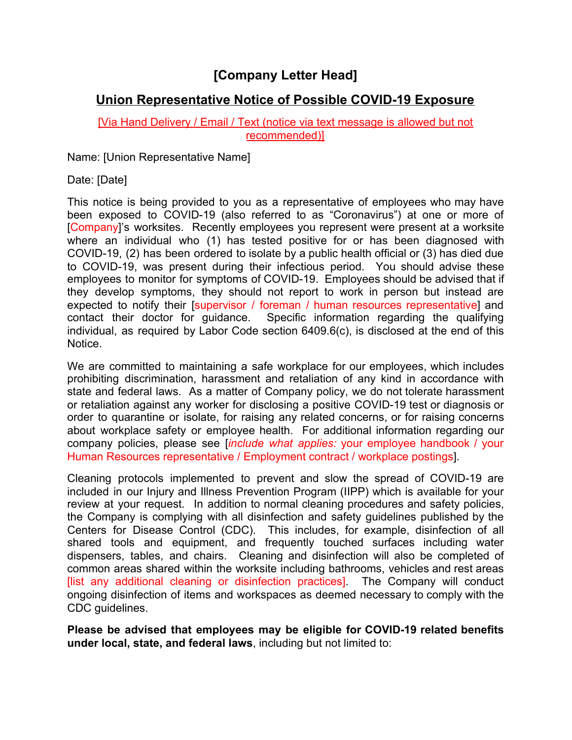# [Company Letter Head]

## Union Representative Notice of Possible COVID-19 Exposure

[Via Hand Delivery / Email / Text (notice via text message is allowed but not recommended)]

Name: [Union Representative Name]

Date: [Date]

This notice is being provided to you as a representative of employees who may have been exposed to COVID-19 (also referred to as "Coronavirus") at one or more of [Company]'s worksites. Recently employees you represent were present at a worksite where an individual who (1) has tested positive for or has been diagnosed with COVID-19, (2) has been ordered to isolate by a public health official or (3) has died due to COVID-19, was present during their infectious period. You should advise these employees to monitor for symptoms of COVID-19. Employees should be advised that if they develop symptoms, they should not report to work in person but instead are expected to notify their [supervisor / foreman / human resources representative] and contact their doctor for guidance. Specific information regarding the qualifying individual, as required by Labor Code section 6409.6(c), is disclosed at the end of this Notice.

We are committed to maintaining a safe workplace for our employees, which includes prohibiting discrimination, harassment and retaliation of any kind in accordance with state and federal laws. As a matter of Company policy, we do not tolerate harassment or retaliation against any worker for disclosing a positive COVID-19 test or diagnosis or order to quarantine or isolate, for raising any related concerns, or for raising concerns about workplace safety or employee health. For additional information regarding our company policies, please see [*include what applies:* your employee handbook / your Human Resources representative / Employment contract / workplace postings].

Cleaning protocols implemented to prevent and slow the spread of COVID-19 are included in our Injury and Illness Prevention Program (IIPP) which is available for your review at your request. In addition to normal cleaning procedures and safety policies, the Company is complying with all disinfection and safety guidelines published by the Centers for Disease Control (CDC). This includes, for example, disinfection of all shared tools and equipment, and frequently touched surfaces including water dispensers, tables, and chairs. Cleaning and disinfection will also be completed of common areas shared within the worksite including bathrooms, vehicles and rest areas [list any additional cleaning or disinfection practices]. The Company will conduct ongoing disinfection of items and workspaces as deemed necessary to comply with the CDC guidelines.

**Please be advised that employees may be eligible for COVID-19 related benefits under local, state, and federal laws**, including but not limited to: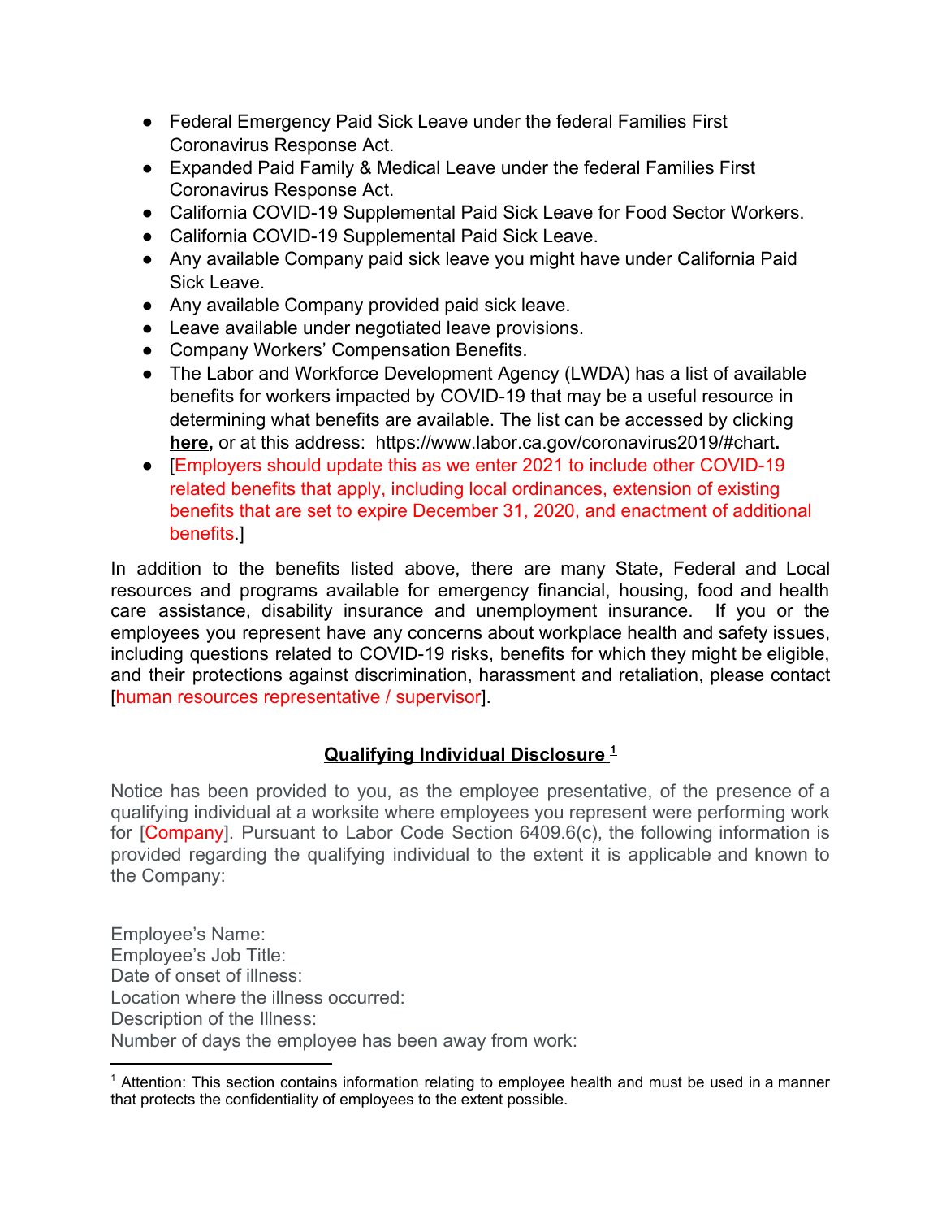- Federal Emergency Paid Sick Leave under the federal Families First Coronavirus Response Act.
- Expanded Paid Family & Medical Leave under the federal Families First Coronavirus Response Act.
- California COVID-19 Supplemental Paid Sick Leave for Food Sector Workers.
- California COVID-19 Supplemental Paid Sick Leave.
- Any available Company paid sick leave you might have under California Paid Sick Leave.
- Any available Company provided paid sick leave.
- Leave available under negotiated leave provisions.
- Company Workers' Compensation Benefits.
- The Labor and Workforce Development Agency (LWDA) has a list of available benefits for workers impacted by COVID-19 that may be a useful resource in determining what benefits are available. The list can be accessed by clicking **here,** or at this address: https://www.labor.ca.gov/coronavirus2019/#chart**.**
- [Employers should update this as we enter 2021 to include other COVID-19 related benefits that apply, including local ordinances, extension of existing benefits that are set to expire December 31, 2020, and enactment of additional benefits.]

In addition to the benefits listed above, there are many State, Federal and Local resources and programs available for emergency financial, housing, food and health care assistance, disability insurance and unemployment insurance. If you or the employees you represent have any concerns about workplace health and safety issues, including questions related to COVID-19 risks, benefits for which they might be eligible, and their protections against discrimination, harassment and retaliation, please contact [human resources representative / supervisor].

## Qualifying Individual Disclosure [1]

Notice has been provided to you, as the employee presentative, of the presence of a qualifying individual at a worksite where employees you represent were performing work for [Company]. Pursuant to Labor Code Section 6409.6(c), the following information is provided regarding the qualifying individual to the extent it is applicable and known to the Company:

Employee's Name:
Employee's Job Title:
Date of onset of illness:
Location where the illness occurred:
Description of the Illness:
Number of days the employee has been away from work:

[1] Attention: This section contains information relating to employee health and must be used in a manner that protects the confidentiality of employees to the extent possible.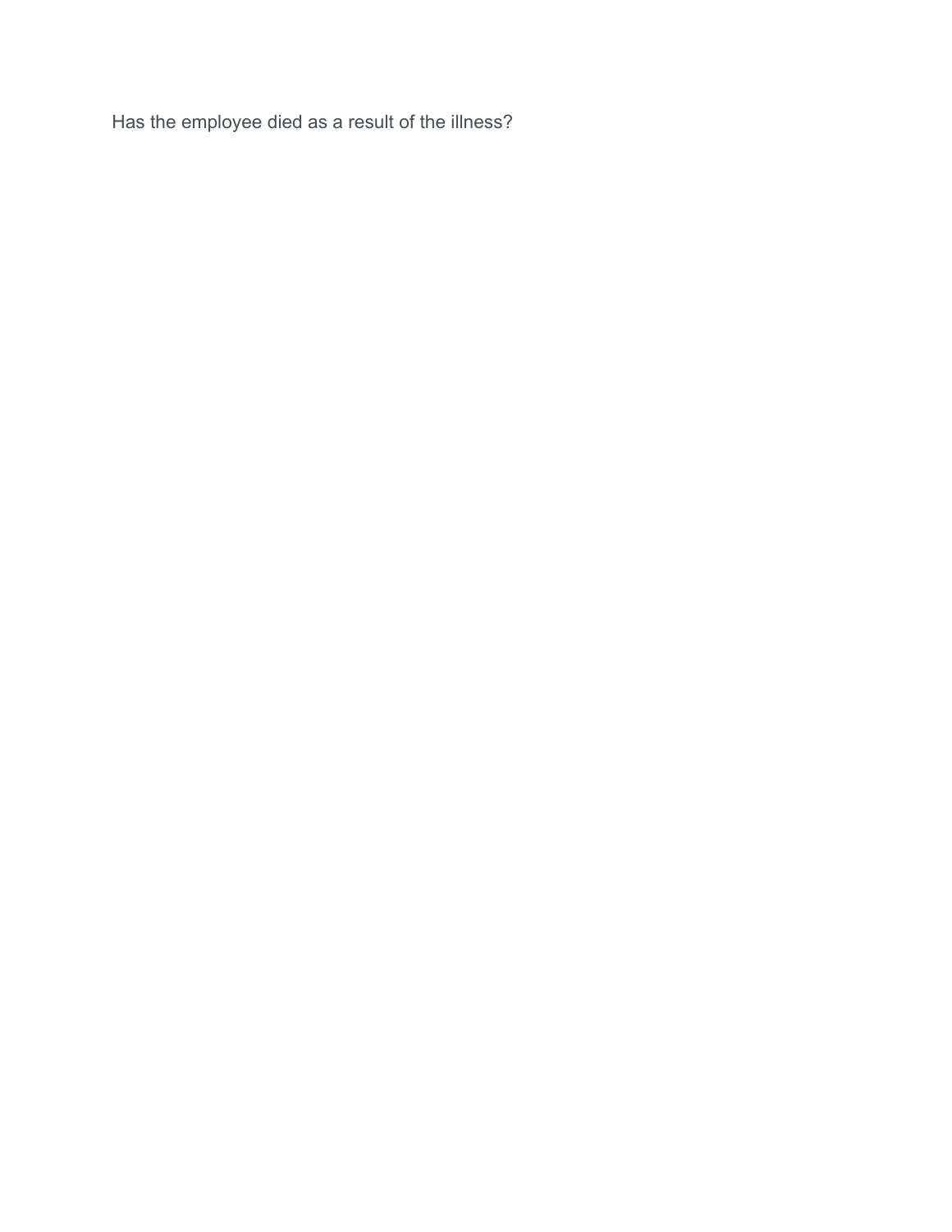Has the employee died as a result of the illness?